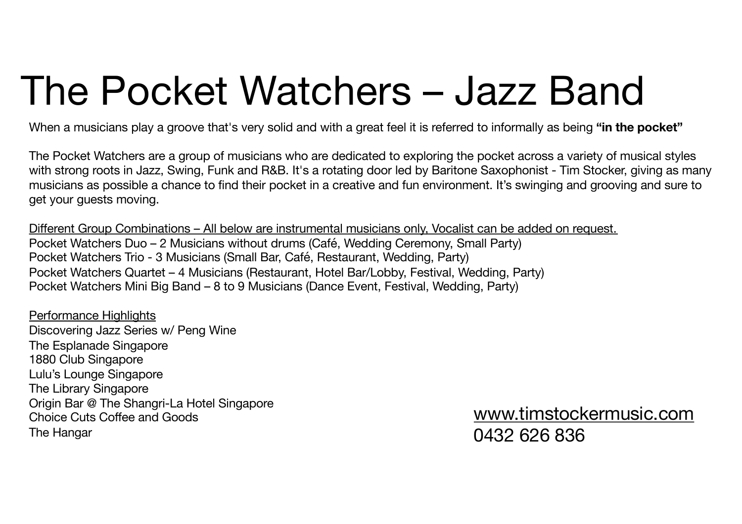# The Pocket Watchers – Jazz Band

When a musicians play a groove that's very solid and with a great feel it is referred to informally as being **"in the pocket"**

The Pocket Watchers are a group of musicians who are dedicated to exploring the pocket across a variety of musical styles with strong roots in Jazz, Swing, Funk and R&B. It's a rotating door led by Baritone Saxophonist - Tim Stocker, giving as many musicians as possible a chance to find their pocket in a creative and fun environment. It's swinging and grooving and sure to get your guests moving.

<u>Different Group Combinations – All below are instrumental musicians only, Vocalist can be added on request.</u>

Pocket Watchers Duo – 2 Musicians without drums (Café, Wedding Ceremony, Small Party)
Pocket Watchers Trio - 3 Musicians (Small Bar, Café, Restaurant, Wedding, Party)
Pocket Watchers Quartet – 4 Musicians (Restaurant, Hotel Bar/Lobby, Festival, Wedding, Party)
Pocket Watchers Mini Big Band – 8 to 9 Musicians (Dance Event, Festival, Wedding, Party)

<u>Performance Highlights</u>

Discovering Jazz Series w/ Peng Wine
The Esplanade Singapore
1880 Club Singapore
Lulu's Lounge Singapore
The Library Singapore
Origin Bar @ The Shangri-La Hotel Singapore
Choice Cuts Coffee and Goods
The Hangar

www.timstockermusic.com
0432 626 836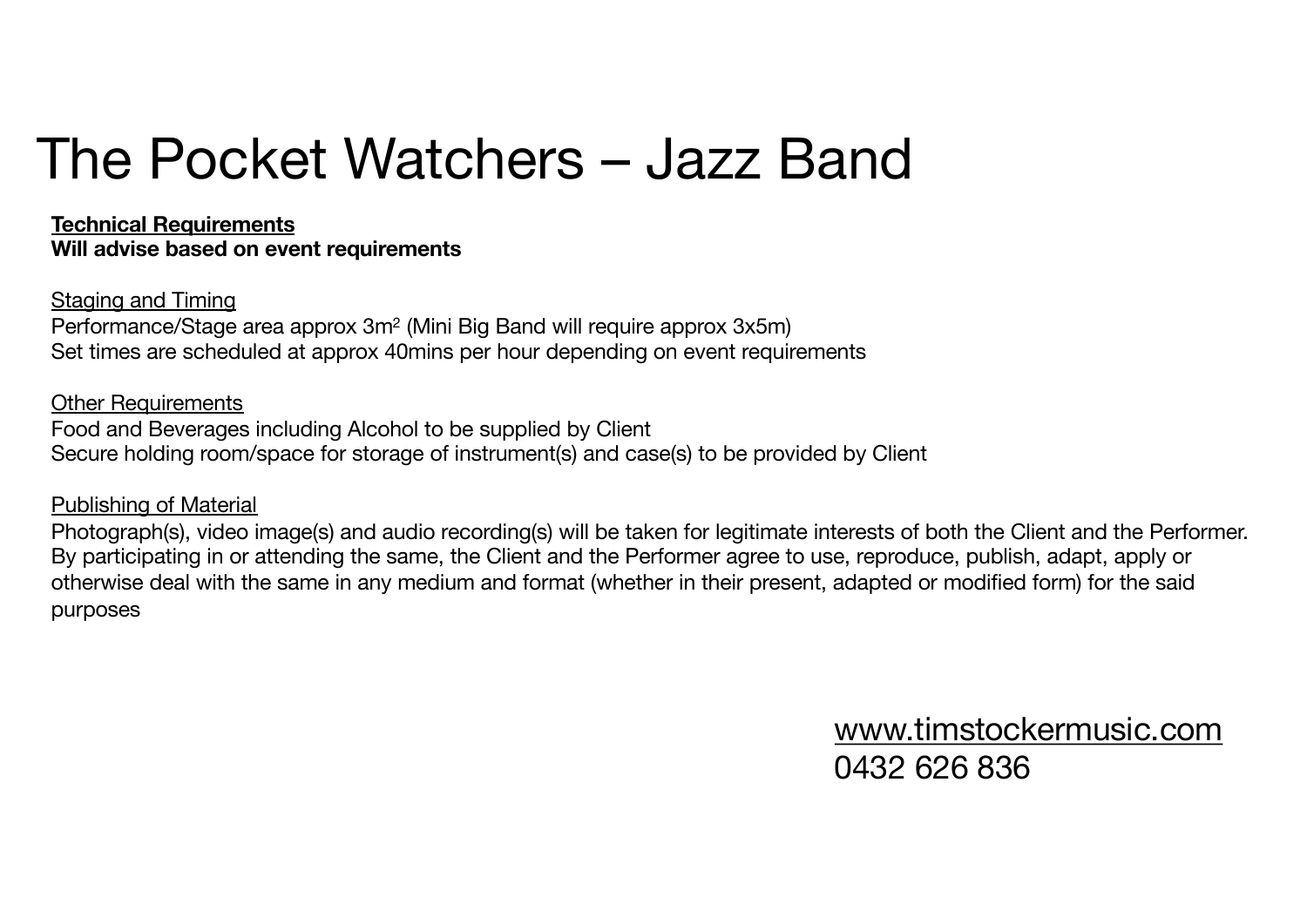# The Pocket Watchers – Jazz Band

**Technical Requirements**
**Will advise based on event requirements**

Staging and Timing
Performance/Stage area approx $3m^2$ (Mini Big Band will require approx 3x5m)
Set times are scheduled at approx 40mins per hour depending on event requirements

Other Requirements
Food and Beverages including Alcohol to be supplied by Client
Secure holding room/space for storage of instrument(s) and case(s) to be provided by Client

Publishing of Material
Photograph(s), video image(s) and audio recording(s) will be taken for legitimate interests of both the Client and the Performer. By participating in or attending the same, the Client and the Performer agree to use, reproduce, publish, adapt, apply or otherwise deal with the same in any medium and format (whether in their present, adapted or modified form) for the said purposes

www.timstockermusic.com
0432 626 836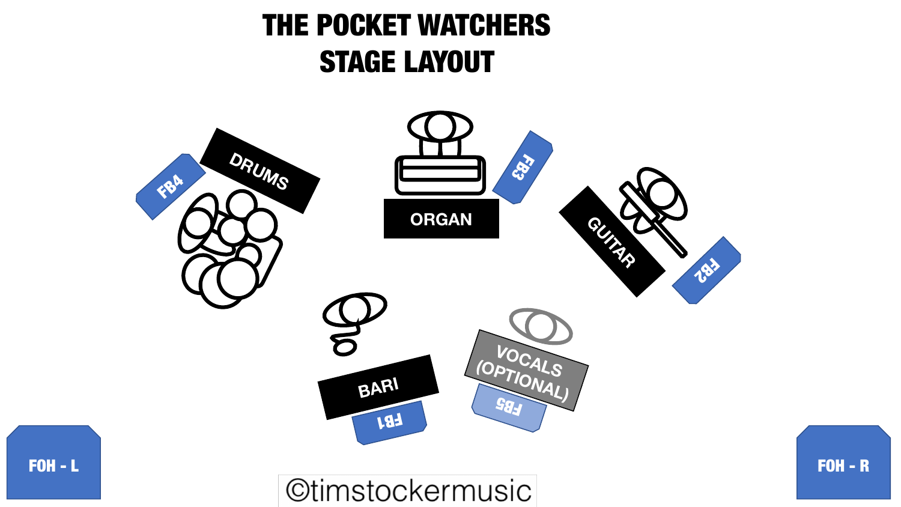# THE POCKET WATCHERS
## STAGE LAYOUT

DRUMS

FB4

ORGAN

FB3

GUITAR

FB2

BARI

FB1

VOCALS (OPTIONAL)

FB5

FOH - L

FOH - R

©timstockermusic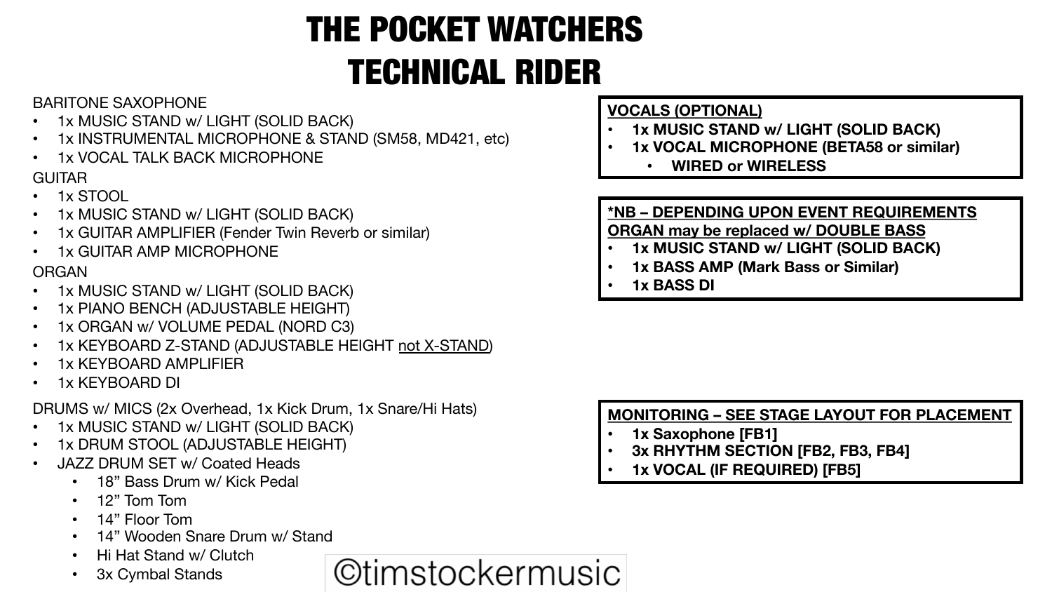# THE POCKET WATCHERS
# TECHNICAL RIDER

BARITONE SAXOPHONE

- 1x MUSIC STAND w/ LIGHT (SOLID BACK)
- 1x INSTRUMENTAL MICROPHONE & STAND (SM58, MD421, etc)
- 1x VOCAL TALK BACK MICROPHONE

GUITAR

- 1x STOOL
- 1x MUSIC STAND w/ LIGHT (SOLID BACK)
- 1x GUITAR AMPLIFIER (Fender Twin Reverb or similar)
- 1x GUITAR AMP MICROPHONE

ORGAN

- 1x MUSIC STAND w/ LIGHT (SOLID BACK)
- 1x PIANO BENCH (ADJUSTABLE HEIGHT)
- 1x ORGAN w/ VOLUME PEDAL (NORD C3)
- 1x KEYBOARD Z-STAND (ADJUSTABLE HEIGHT <u>not X-STAND</u>)
- 1x KEYBOARD AMPLIFIER
- 1x KEYBOARD DI

DRUMS w/ MICS (2x Overhead, 1x Kick Drum, 1x Snare/Hi Hats)

- 1x MUSIC STAND w/ LIGHT (SOLID BACK)
- 1x DRUM STOOL (ADJUSTABLE HEIGHT)
- JAZZ DRUM SET w/ Coated Heads
  - 18” Bass Drum w/ Kick Pedal
  - 12” Tom Tom
  - 14” Floor Tom
  - 14” Wooden Snare Drum w/ Stand
  - Hi Hat Stand w/ Clutch
  - 3x Cymbal Stands

**<u>VOCALS (OPTIONAL)</u>**

- **1x MUSIC STAND w/ LIGHT (SOLID BACK)**
- **1x VOCAL MICROPHONE (BETA58 or similar)**
  - **WIRED or WIRELESS**

**<u>*NB – DEPENDING UPON EVENT REQUIREMENTS ORGAN may be replaced w/ DOUBLE BASS</u>**

- **1x MUSIC STAND w/ LIGHT (SOLID BACK)**
- **1x BASS AMP (Mark Bass or Similar)**
- **1x BASS DI**

**<u>MONITORING – SEE STAGE LAYOUT FOR PLACEMENT</u>**

- **1x Saxophone [FB1]**
- **3x RHYTHM SECTION [FB2, FB3, FB4]**
- **1x VOCAL (IF REQUIRED) [FB5]**

©timstockermusic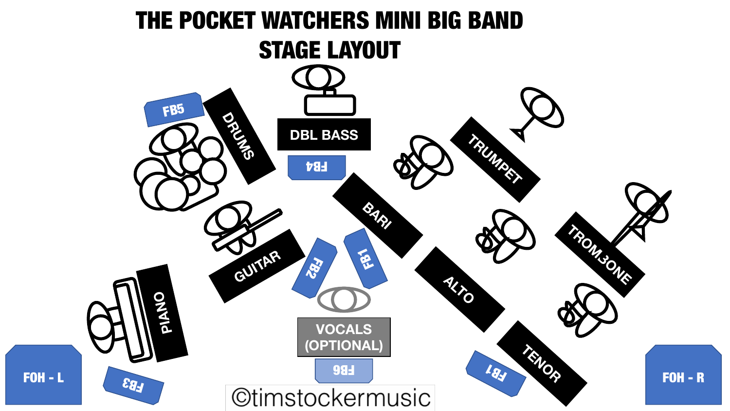# THE POCKET WATCHERS MINI BIG BAND STAGE LAYOUT

FB5

DRUMS

DBL BASS

FB4

TRUMPET

BARI

GUITAR

FB2

FB1

TROMBONE

PIANO

VOCALS (OPTIONAL)

ALTO

TENOR

FOH - L

FB3

FB6

FB1

FOH - R

©timstockermusic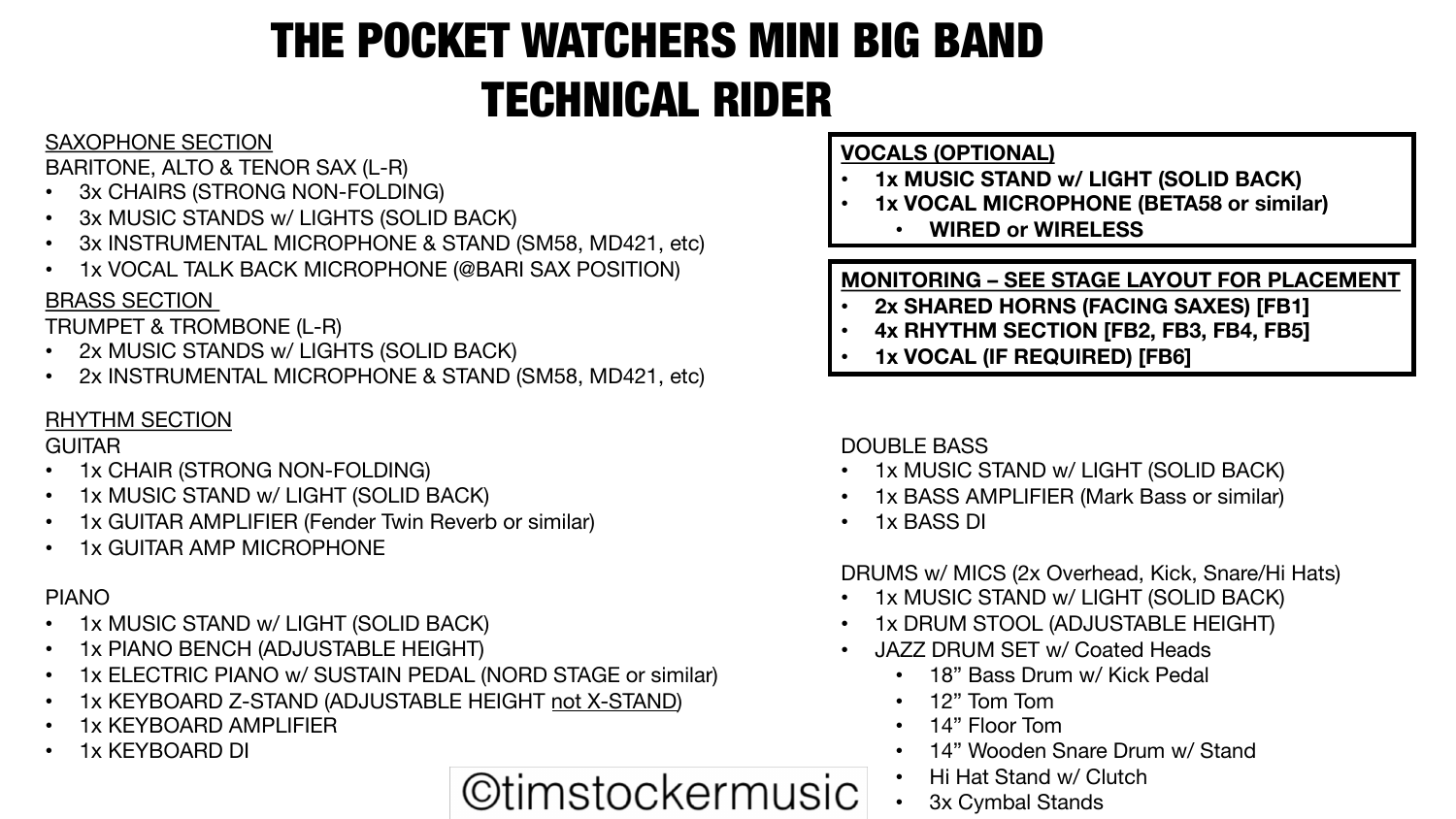# THE POCKET WATCHERS MINI BIG BAND
# TECHNICAL RIDER

<u>SAXOPHONE SECTION</u>

BARITONE, ALTO & TENOR SAX (L-R)

- 3x CHAIRS (STRONG NON-FOLDING)
- 3x MUSIC STANDS w/ LIGHTS (SOLID BACK)
- 3x INSTRUMENTAL MICROPHONE & STAND (SM58, MD421, etc)
- 1x VOCAL TALK BACK MICROPHONE (@BARI SAX POSITION)

<u>BRASS SECTION</u>

TRUMPET & TROMBONE (L-R)

- 2x MUSIC STANDS w/ LIGHTS (SOLID BACK)
- 2x INSTRUMENTAL MICROPHONE & STAND (SM58, MD421, etc)

<u>RHYTHM SECTION</u>

GUITAR

- 1x CHAIR (STRONG NON-FOLDING)
- 1x MUSIC STAND w/ LIGHT (SOLID BACK)
- 1x GUITAR AMPLIFIER (Fender Twin Reverb or similar)
- 1x GUITAR AMP MICROPHONE

PIANO

- 1x MUSIC STAND w/ LIGHT (SOLID BACK)
- 1x PIANO BENCH (ADJUSTABLE HEIGHT)
- 1x ELECTRIC PIANO w/ SUSTAIN PEDAL (NORD STAGE or similar)
- 1x KEYBOARD Z-STAND (ADJUSTABLE HEIGHT <u>not X-STAND</u>)
- 1x KEYBOARD AMPLIFIER
- 1x KEYBOARD DI

**<u>VOCALS (OPTIONAL)</u>**

- **1x MUSIC STAND w/ LIGHT (SOLID BACK)**
- **1x VOCAL MICROPHONE (BETA58 or similar)**
  - **WIRED or WIRELESS**

**<u>MONITORING – SEE STAGE LAYOUT FOR PLACEMENT</u>**

- **2x SHARED HORNS (FACING SAXES) [FB1]**
- **4x RHYTHM SECTION [FB2, FB3, FB4, FB5]**
- **1x VOCAL (IF REQUIRED) [FB6]**

DOUBLE BASS

- 1x MUSIC STAND w/ LIGHT (SOLID BACK)
- 1x BASS AMPLIFIER (Mark Bass or similar)
- 1x BASS DI

DRUMS w/ MICS (2x Overhead, Kick, Snare/Hi Hats)

- 1x MUSIC STAND w/ LIGHT (SOLID BACK)
- 1x DRUM STOOL (ADJUSTABLE HEIGHT)
- JAZZ DRUM SET w/ Coated Heads
  - 18” Bass Drum w/ Kick Pedal
  - 12” Tom Tom
  - 14” Floor Tom
  - 14” Wooden Snare Drum w/ Stand
  - Hi Hat Stand w/ Clutch
  - 3x Cymbal Stands

©timstockermusic